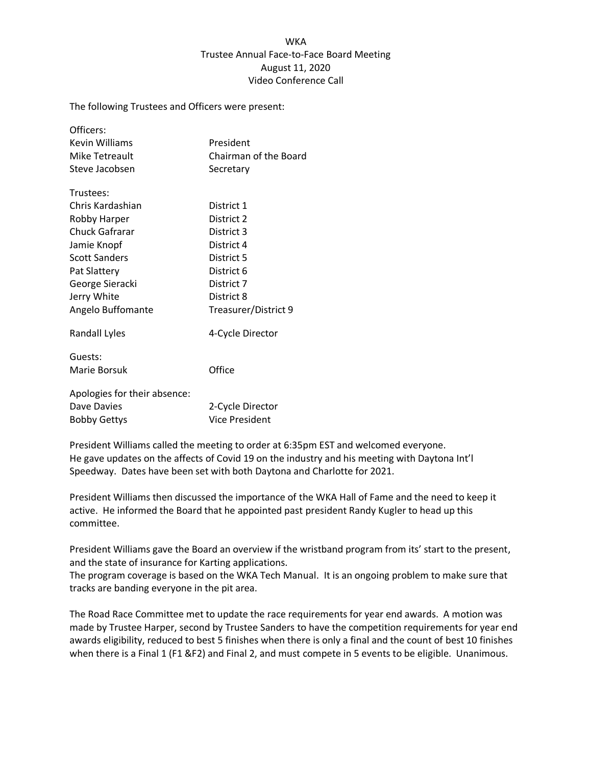# WKA

## Trustee Annual Face-to-Face Board Meeting

## August 11, 2020

## Video Conference Call

The following Trustees and Officers were present:

| | |
|---|---|
| Officers: | |
| Kevin Williams | President |
| Mike Tetreault | Chairman of the Board |
| Steve Jacobsen | Secretary |
| Trustees: | |
| Chris Kardashian | District 1 |
| Robby Harper | District 2 |
| Chuck Gafrarar | District 3 |
| Jamie Knopf | District 4 |
| Scott Sanders | District 5 |
| Pat Slattery | District 6 |
| George Sieracki | District 7 |
| Jerry White | District 8 |
| Angelo Buffomante | Treasurer/District 9 |
| Randall Lyles | 4-Cycle Director |
| Guests: | |
| Marie Borsuk | Office |
| Apologies for their absence: | |
| Dave Davies | 2-Cycle Director |
| Bobby Gettys | Vice President |

President Williams called the meeting to order at 6:35pm EST and welcomed everyone.
He gave updates on the affects of Covid 19 on the industry and his meeting with Daytona Int'l Speedway. Dates have been set with both Daytona and Charlotte for 2021.

President Williams then discussed the importance of the WKA Hall of Fame and the need to keep it active. He informed the Board that he appointed past president Randy Kugler to head up this committee.

President Williams gave the Board an overview if the wristband program from its' start to the present, and the state of insurance for Karting applications.
The program coverage is based on the WKA Tech Manual. It is an ongoing problem to make sure that tracks are banding everyone in the pit area.

The Road Race Committee met to update the race requirements for year end awards. A motion was made by Trustee Harper, second by Trustee Sanders to have the competition requirements for year end awards eligibility, reduced to best 5 finishes when there is only a final and the count of best 10 finishes when there is a Final 1 (F1 &F2) and Final 2, and must compete in 5 events to be eligible. Unanimous.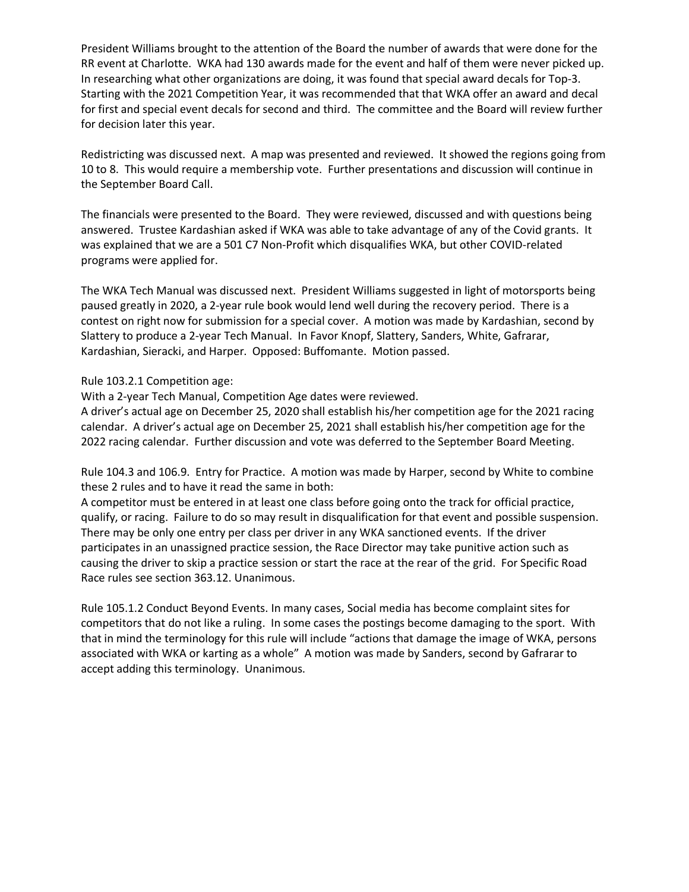President Williams brought to the attention of the Board the number of awards that were done for the RR event at Charlotte. WKA had 130 awards made for the event and half of them were never picked up. In researching what other organizations are doing, it was found that special award decals for Top-3. Starting with the 2021 Competition Year, it was recommended that that WKA offer an award and decal for first and special event decals for second and third. The committee and the Board will review further for decision later this year.

Redistricting was discussed next. A map was presented and reviewed. It showed the regions going from 10 to 8. This would require a membership vote. Further presentations and discussion will continue in the September Board Call.

The financials were presented to the Board. They were reviewed, discussed and with questions being answered. Trustee Kardashian asked if WKA was able to take advantage of any of the Covid grants. It was explained that we are a 501 C7 Non-Profit which disqualifies WKA, but other COVID-related programs were applied for.

The WKA Tech Manual was discussed next. President Williams suggested in light of motorsports being paused greatly in 2020, a 2-year rule book would lend well during the recovery period. There is a contest on right now for submission for a special cover. A motion was made by Kardashian, second by Slattery to produce a 2-year Tech Manual. In Favor Knopf, Slattery, Sanders, White, Gafrarar, Kardashian, Sieracki, and Harper. Opposed: Buffomante. Motion passed.

Rule 103.2.1 Competition age:

With a 2-year Tech Manual, Competition Age dates were reviewed.

A driver's actual age on December 25, 2020 shall establish his/her competition age for the 2021 racing calendar. A driver's actual age on December 25, 2021 shall establish his/her competition age for the 2022 racing calendar. Further discussion and vote was deferred to the September Board Meeting.

Rule 104.3 and 106.9. Entry for Practice. A motion was made by Harper, second by White to combine these 2 rules and to have it read the same in both:

A competitor must be entered in at least one class before going onto the track for official practice, qualify, or racing. Failure to do so may result in disqualification for that event and possible suspension. There may be only one entry per class per driver in any WKA sanctioned events. If the driver participates in an unassigned practice session, the Race Director may take punitive action such as causing the driver to skip a practice session or start the race at the rear of the grid. For Specific Road Race rules see section 363.12. Unanimous.

Rule 105.1.2 Conduct Beyond Events. In many cases, Social media has become complaint sites for competitors that do not like a ruling. In some cases the postings become damaging to the sport. With that in mind the terminology for this rule will include "actions that damage the image of WKA, persons associated with WKA or karting as a whole" A motion was made by Sanders, second by Gafrarar to accept adding this terminology. Unanimous.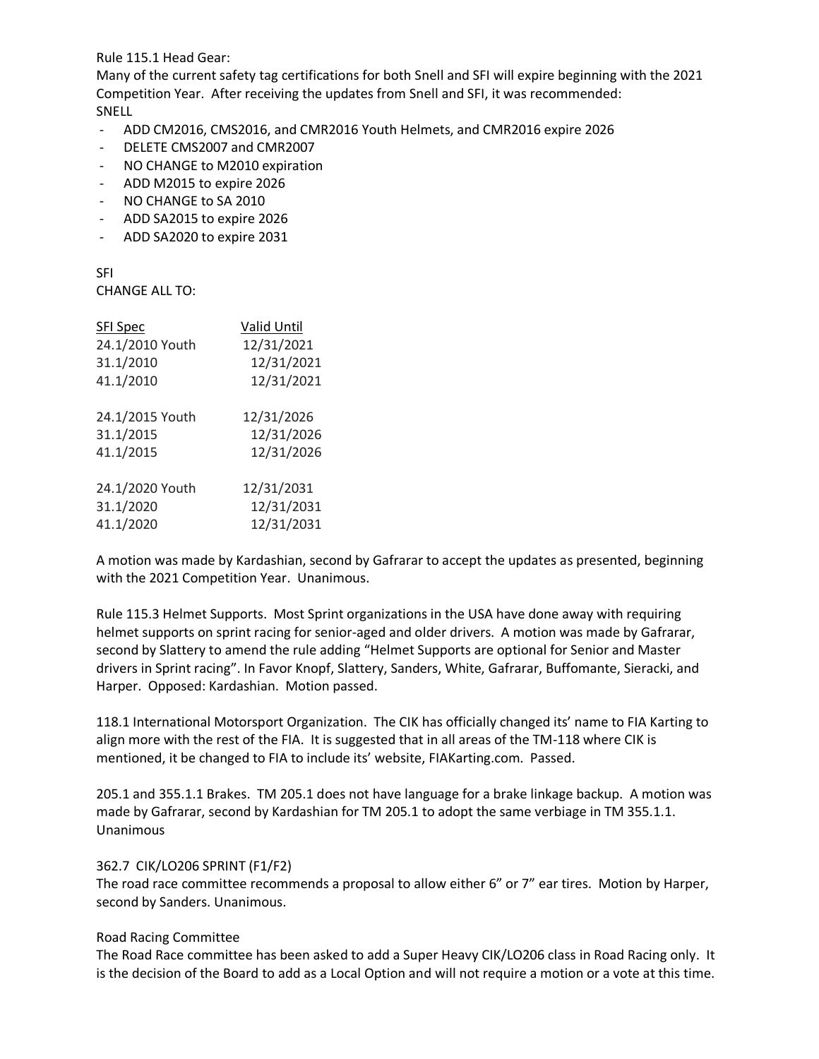Rule 115.1 Head Gear:

Many of the current safety tag certifications for both Snell and SFI will expire beginning with the 2021 Competition Year. After receiving the updates from Snell and SFI, it was recommended:

SNELL

- ADD CM2016, CMS2016, and CMR2016 Youth Helmets, and CMR2016 expire 2026
- DELETE CMS2007 and CMR2007
- NO CHANGE to M2010 expiration
- ADD M2015 to expire 2026
- NO CHANGE to SA 2010
- ADD SA2015 to expire 2026
- ADD SA2020 to expire 2031

SFI

CHANGE ALL TO:

| SFI Spec | Valid Until |
|---|---|
| 24.1/2010 Youth | 12/31/2021 |
| 31.1/2010 | 12/31/2021 |
| 41.1/2010 | 12/31/2021 |
| 24.1/2015 Youth | 12/31/2026 |
| 31.1/2015 | 12/31/2026 |
| 41.1/2015 | 12/31/2026 |
| 24.1/2020 Youth | 12/31/2031 |
| 31.1/2020 | 12/31/2031 |
| 41.1/2020 | 12/31/2031 |

A motion was made by Kardashian, second by Gafrarar to accept the updates as presented, beginning with the 2021 Competition Year. Unanimous.

Rule 115.3 Helmet Supports. Most Sprint organizations in the USA have done away with requiring helmet supports on sprint racing for senior-aged and older drivers. A motion was made by Gafrarar, second by Slattery to amend the rule adding "Helmet Supports are optional for Senior and Master drivers in Sprint racing". In Favor Knopf, Slattery, Sanders, White, Gafrarar, Buffomante, Sieracki, and Harper. Opposed: Kardashian. Motion passed.

118.1 International Motorsport Organization. The CIK has officially changed its' name to FIA Karting to align more with the rest of the FIA. It is suggested that in all areas of the TM-118 where CIK is mentioned, it be changed to FIA to include its' website, FIAKarting.com. Passed.

205.1 and 355.1.1 Brakes. TM 205.1 does not have language for a brake linkage backup. A motion was made by Gafrarar, second by Kardashian for TM 205.1 to adopt the same verbiage in TM 355.1.1. Unanimous

362.7 CIK/LO206 SPRINT (F1/F2)

The road race committee recommends a proposal to allow either 6" or 7" ear tires. Motion by Harper, second by Sanders. Unanimous.

Road Racing Committee

The Road Race committee has been asked to add a Super Heavy CIK/LO206 class in Road Racing only. It is the decision of the Board to add as a Local Option and will not require a motion or a vote at this time.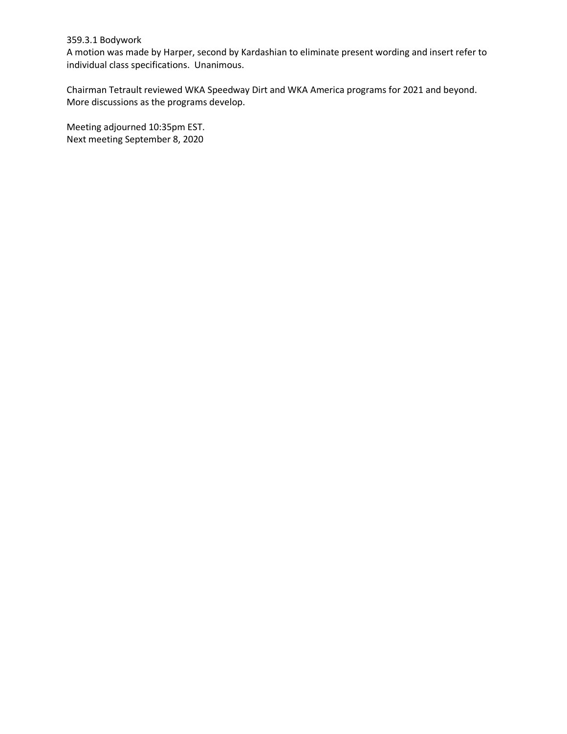359.3.1 Bodywork
A motion was made by Harper, second by Kardashian to eliminate present wording and insert refer to individual class specifications. Unanimous.

Chairman Tetrault reviewed WKA Speedway Dirt and WKA America programs for 2021 and beyond. More discussions as the programs develop.

Meeting adjourned 10:35pm EST.
Next meeting September 8, 2020